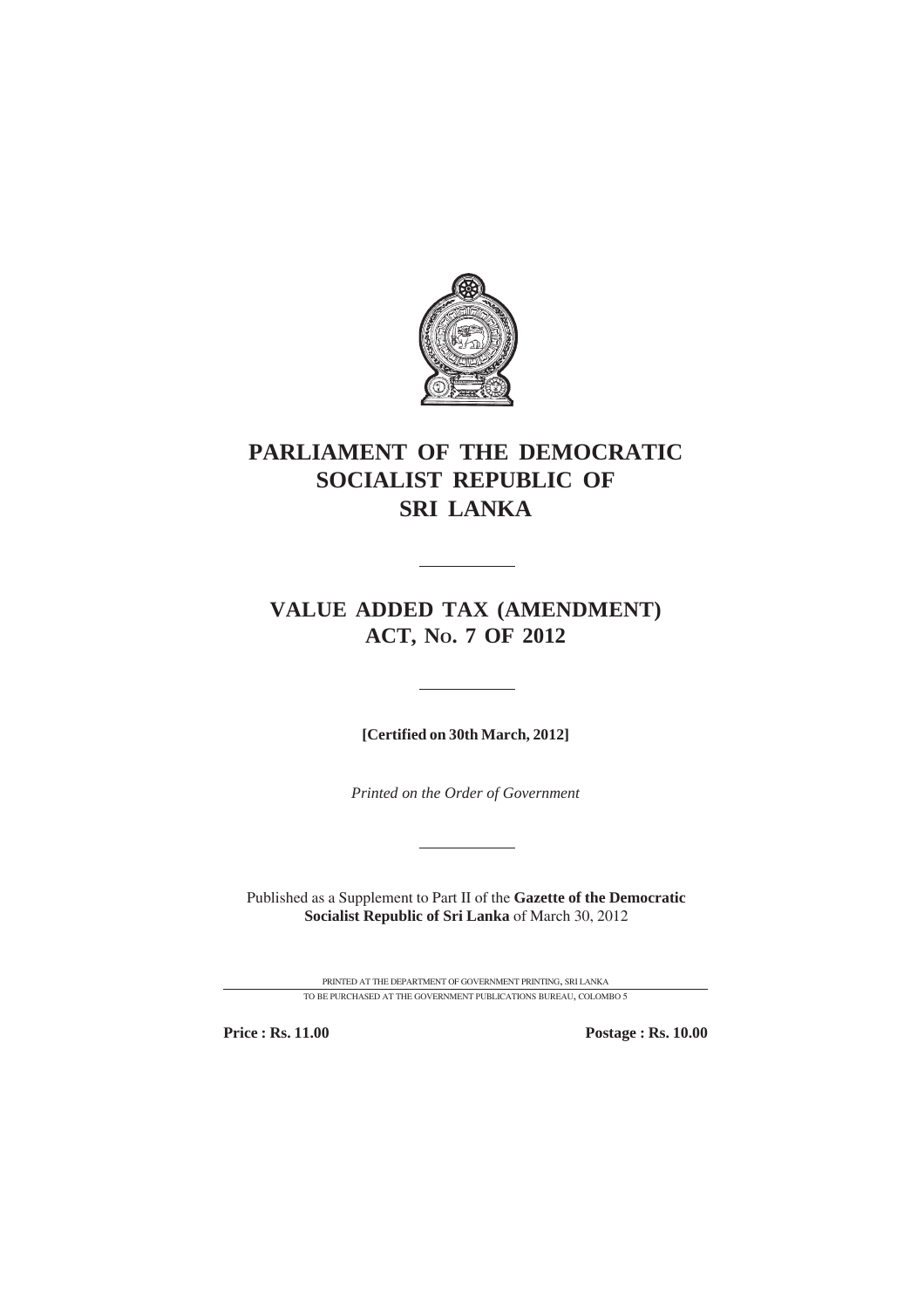# PARLIAMENT OF THE DEMOCRATIC SOCIALIST REPUBLIC OF SRI LANKA

---

## VALUE ADDED TAX (AMENDMENT) ACT, No. 7 OF 2012

---

**[Certified on 30th March, 2012]**

*Printed on the Order of Government*

---

Published as a Supplement to Part II of the **Gazette of the Democratic Socialist Republic of Sri Lanka** of March 30, 2012

PRINTED AT THE DEPARTMENT OF GOVERNMENT PRINTING, SRI LANKA

TO BE PURCHASED AT THE GOVERNMENT PUBLICATIONS BUREAU, COLOMBO 5

**Price : Rs. 11.00** **Postage : Rs. 10.00**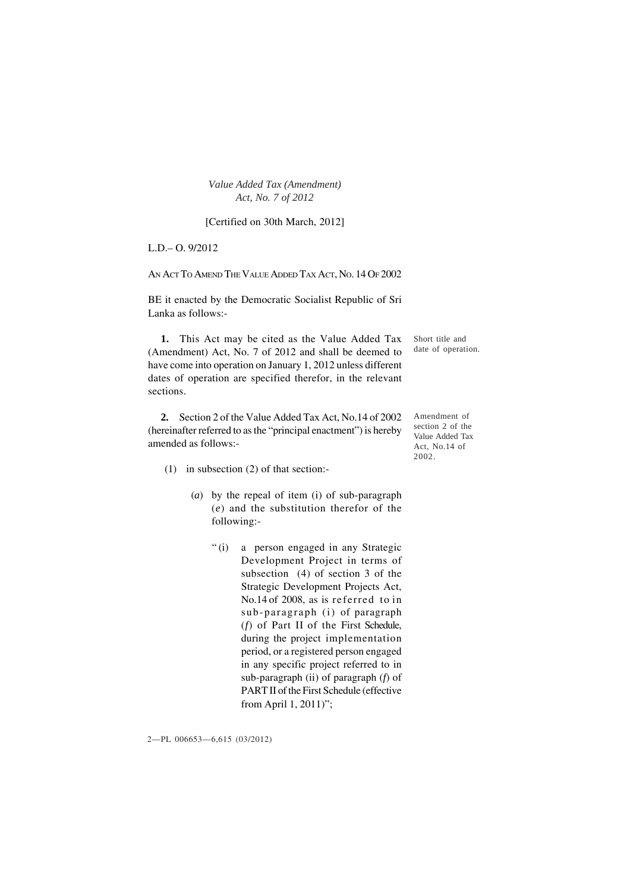*Value Added Tax (Amendment)*
*Act, No. 7 of 2012*

[Certified on 30th March, 2012]

L.D.– O. 9/2012

AN ACT TO AMEND THE VALUE ADDED TAX ACT, NO. 14 OF 2002

BE it enacted by the Democratic Socialist Republic of Sri Lanka as follows:-

Short title and date of operation.

**1.** This Act may be cited as the Value Added Tax (Amendment) Act, No. 7 of 2012 and shall be deemed to have come into operation on January 1, 2012 unless different dates of operation are specified therefor, in the relevant sections.

Amendment of section 2 of the Value Added Tax Act, No.14 of 2002.

**2.** Section 2 of the Value Added Tax Act, No.14 of 2002 (hereinafter referred to as the "principal enactment") is hereby amended as follows:-

(1) in subsection (2) of that section:-

(*a*) by the repeal of item (i) of sub-paragraph (*e*) and the substitution therefor of the following:-

"(i) a person engaged in any Strategic Development Project in terms of subsection (4) of section 3 of the Strategic Development Projects Act, No.14 of 2008, as is referred to in sub-paragraph (i) of paragraph (*f*) of Part II of the First Schedule, during the project implementation period, or a registered person engaged in any specific project referred to in sub-paragraph (ii) of paragraph (*f*) of PART II of the First Schedule (effective from April 1, 2011)";

2—PL 006653—6,615 (03/2012)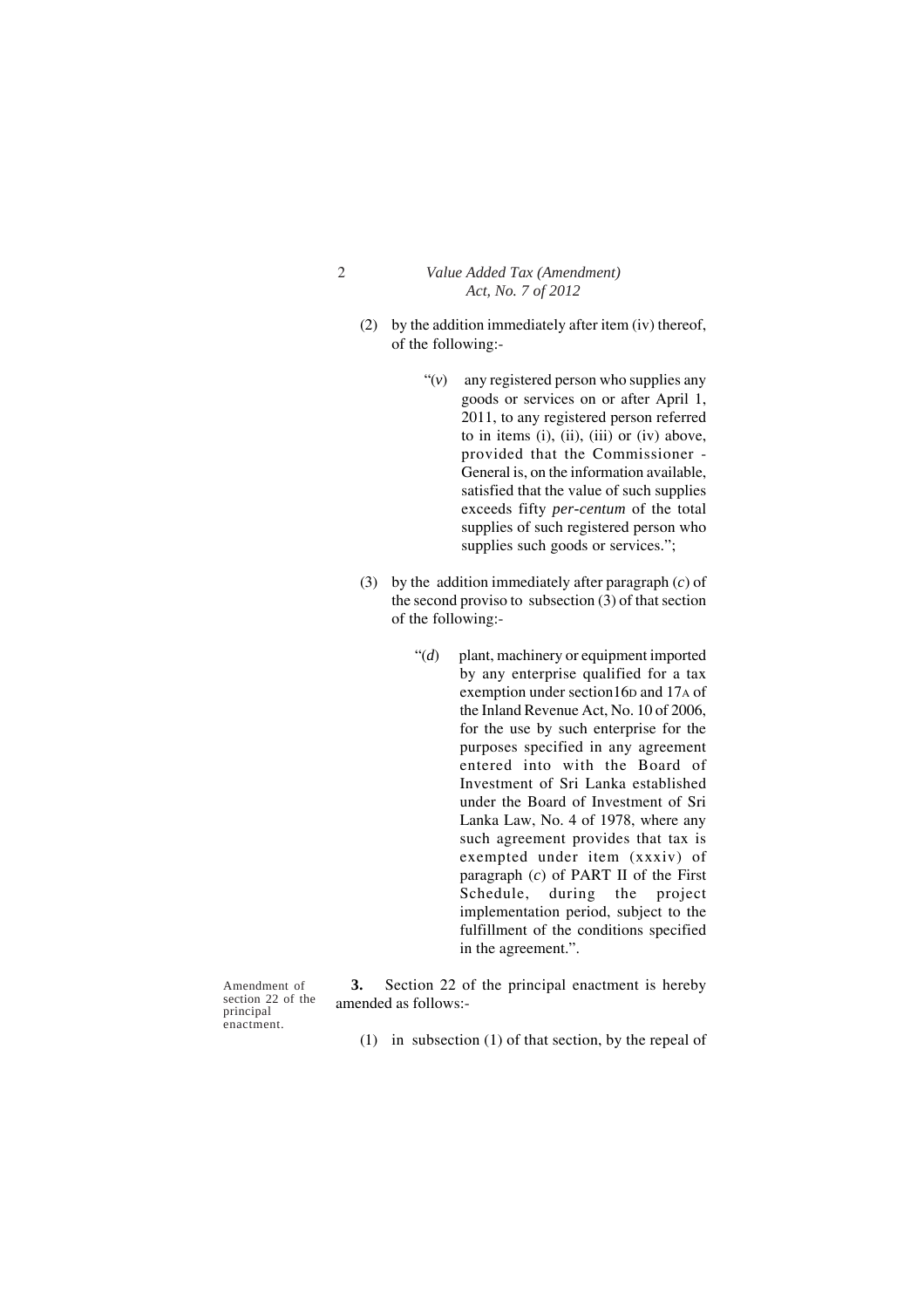(2) by the addition immediately after item (iv) thereof, of the following:-

> "(*v*) any registered person who supplies any goods or services on or after April 1, 2011, to any registered person referred to in items (i), (ii), (iii) or (iv) above, provided that the Commissioner - General is, on the information available, satisfied that the value of such supplies exceeds fifty *per-centum* of the total supplies of such registered person who supplies such goods or services.";

(3) by the addition immediately after paragraph (*c*) of the second proviso to subsection (3) of that section of the following:-

> "(*d*) plant, machinery or equipment imported by any enterprise qualified for a tax exemption under section16D and 17A of the Inland Revenue Act, No. 10 of 2006, for the use by such enterprise for the purposes specified in any agreement entered into with the Board of Investment of Sri Lanka established under the Board of Investment of Sri Lanka Law, No. 4 of 1978, where any such agreement provides that tax is exempted under item (xxxiv) of paragraph (*c*) of PART II of the First Schedule, during the project implementation period, subject to the fulfillment of the conditions specified in the agreement.".

Amendment of section 22 of the principal enactment.

**3.** Section 22 of the principal enactment is hereby amended as follows:-

(1) in subsection (1) of that section, by the repeal of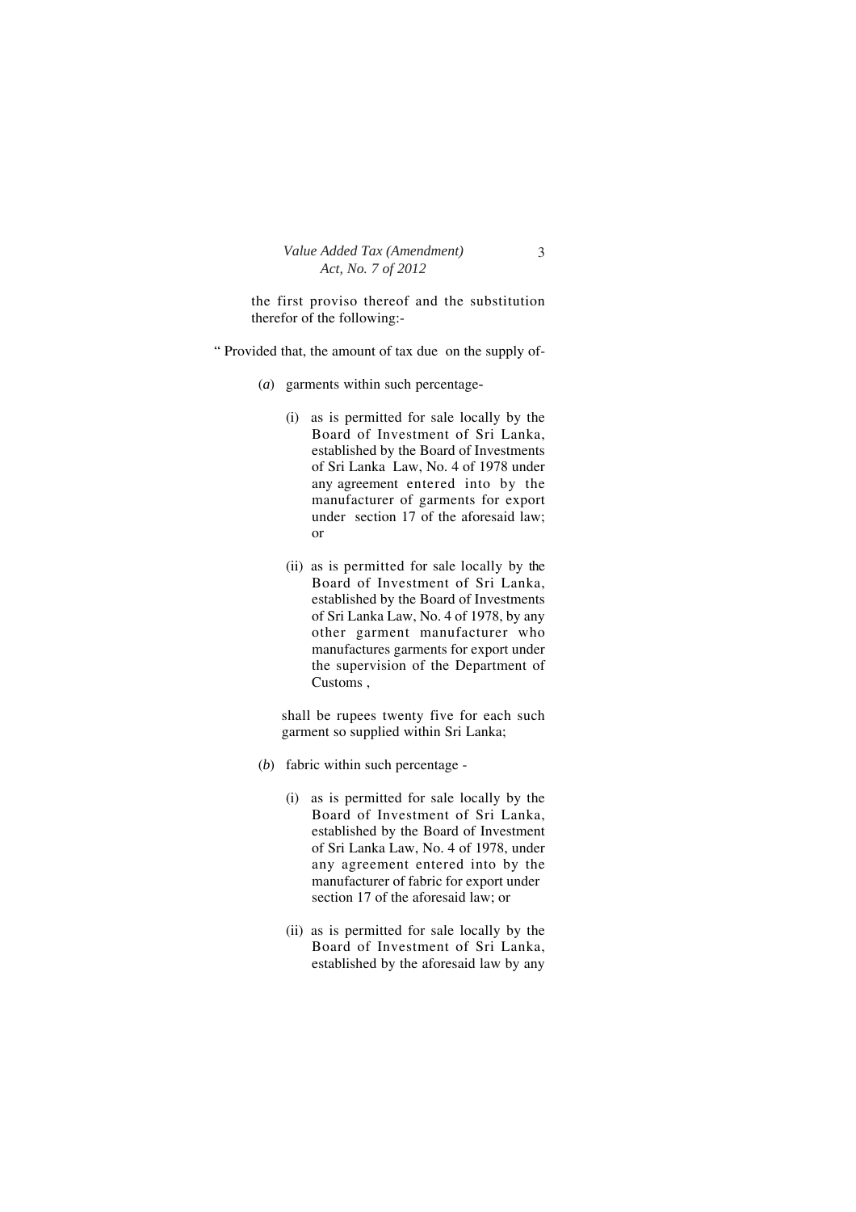the first proviso thereof and the substitution therefor of the following:-

" Provided that, the amount of tax due on the supply of-

(*a*) garments within such percentage-

(i) as is permitted for sale locally by the Board of Investment of Sri Lanka, established by the Board of Investments of Sri Lanka Law, No. 4 of 1978 under any agreement entered into by the manufacturer of garments for export under section 17 of the aforesaid law; or

(ii) as is permitted for sale locally by the Board of Investment of Sri Lanka, established by the Board of Investments of Sri Lanka Law, No. 4 of 1978, by any other garment manufacturer who manufactures garments for export under the supervision of the Department of Customs ,

shall be rupees twenty five for each such garment so supplied within Sri Lanka;

(*b*) fabric within such percentage -

(i) as is permitted for sale locally by the Board of Investment of Sri Lanka, established by the Board of Investment of Sri Lanka Law, No. 4 of 1978, under any agreement entered into by the manufacturer of fabric for export under section 17 of the aforesaid law; or

(ii) as is permitted for sale locally by the Board of Investment of Sri Lanka, established by the aforesaid law by any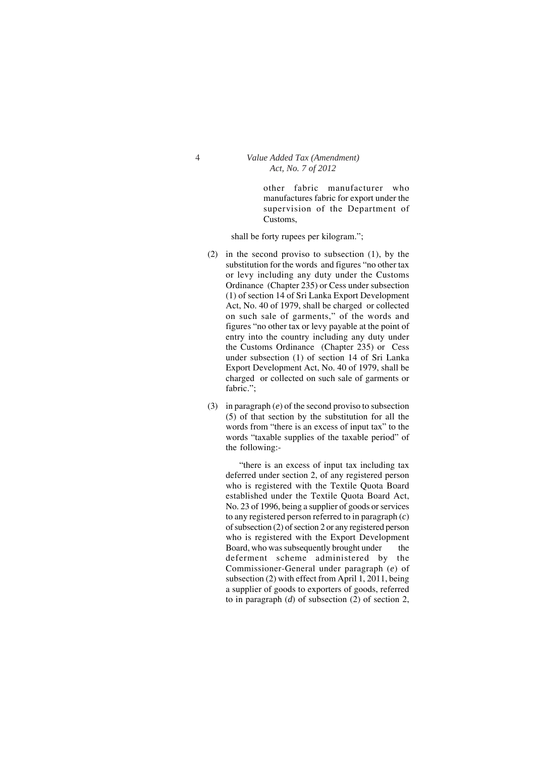other fabric manufacturer who manufactures fabric for export under the supervision of the Department of Customs,

shall be forty rupees per kilogram.";

(2) in the second proviso to subsection (1), by the substitution for the words and figures "no other tax or levy including any duty under the Customs Ordinance (Chapter 235) or Cess under subsection (1) of section 14 of Sri Lanka Export Development Act, No. 40 of 1979, shall be charged or collected on such sale of garments," of the words and figures "no other tax or levy payable at the point of entry into the country including any duty under the Customs Ordinance (Chapter 235) or Cess under subsection (1) of section 14 of Sri Lanka Export Development Act, No. 40 of 1979, shall be charged or collected on such sale of garments or fabric.";

(3) in paragraph (*e*) of the second proviso to subsection (5) of that section by the substitution for all the words from "there is an excess of input tax" to the words "taxable supplies of the taxable period" of the following:-

"there is an excess of input tax including tax deferred under section 2, of any registered person who is registered with the Textile Quota Board established under the Textile Quota Board Act, No. 23 of 1996, being a supplier of goods or services to any registered person referred to in paragraph (*c*) of subsection (2) of section 2 or any registered person who is registered with the Export Development Board, who was subsequently brought under the deferment scheme administered by the Commissioner-General under paragraph (*e*) of subsection (2) with effect from April 1, 2011, being a supplier of goods to exporters of goods, referred to in paragraph (*d*) of subsection (2) of section 2,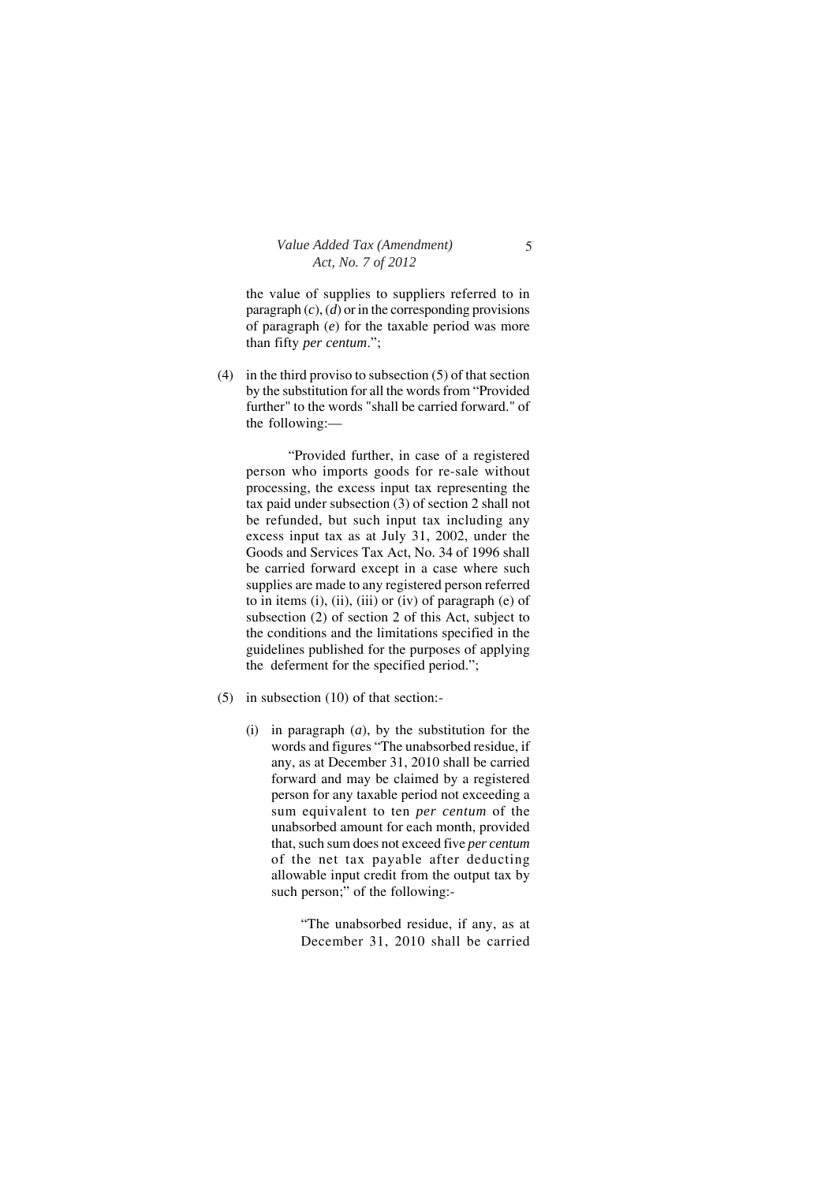the value of supplies to suppliers referred to in paragraph (*c*), (*d*) or in the corresponding provisions of paragraph (*e*) for the taxable period was more than fifty *per centum*.";

(4) in the third proviso to subsection (5) of that section by the substitution for all the words from "Provided further" to the words "shall be carried forward." of the following:—

"Provided further, in case of a registered person who imports goods for re-sale without processing, the excess input tax representing the tax paid under subsection (3) of section 2 shall not be refunded, but such input tax including any excess input tax as at July 31, 2002, under the Goods and Services Tax Act, No. 34 of 1996 shall be carried forward except in a case where such supplies are made to any registered person referred to in items (i), (ii), (iii) or (iv) of paragraph (e) of subsection (2) of section 2 of this Act, subject to the conditions and the limitations specified in the guidelines published for the purposes of applying the deferment for the specified period.";

(5) in subsection (10) of that section:-

(i) in paragraph (*a*), by the substitution for the words and figures "The unabsorbed residue, if any, as at December 31, 2010 shall be carried forward and may be claimed by a registered person for any taxable period not exceeding a sum equivalent to ten *per centum* of the unabsorbed amount for each month, provided that, such sum does not exceed five *per centum* of the net tax payable after deducting allowable input credit from the output tax by such person;" of the following:-

"The unabsorbed residue, if any, as at December 31, 2010 shall be carried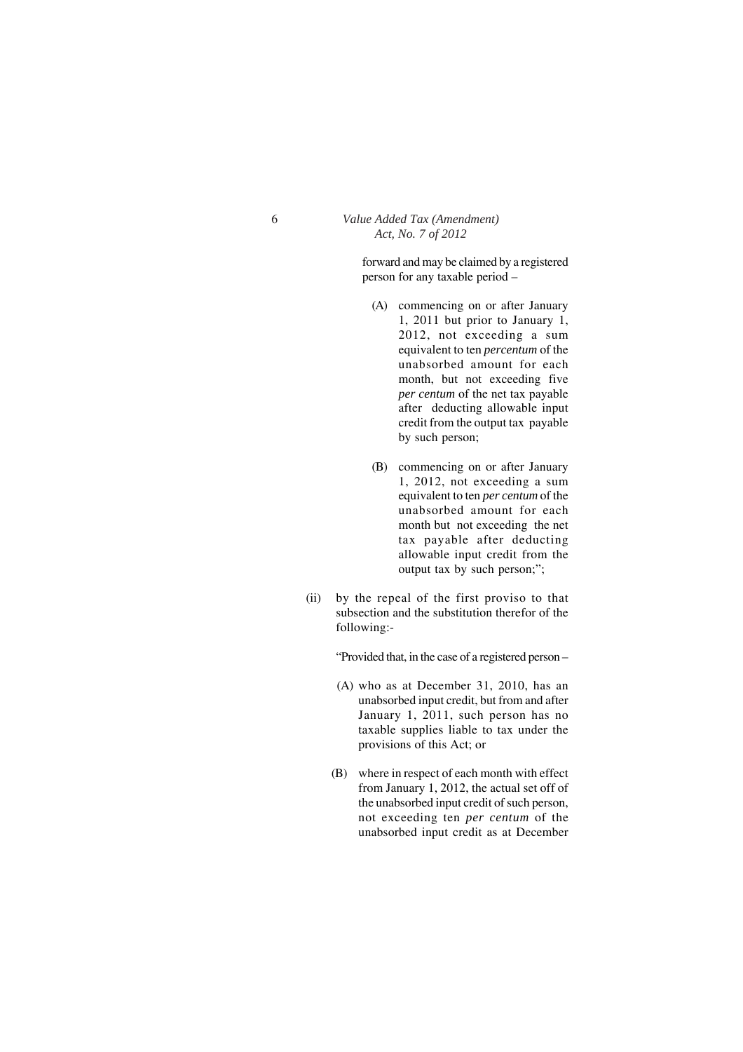forward and may be claimed by a registered person for any taxable period –

(A) commencing on or after January 1, 2011 but prior to January 1, 2012, not exceeding a sum equivalent to ten *percentum* of the unabsorbed amount for each month, but not exceeding five *per centum* of the net tax payable after deducting allowable input credit from the output tax payable by such person;

(B) commencing on or after January 1, 2012, not exceeding a sum equivalent to ten *per centum* of the unabsorbed amount for each month but not exceeding the net tax payable after deducting allowable input credit from the output tax by such person;";

(ii) by the repeal of the first proviso to that subsection and the substitution therefor of the following:-

"Provided that, in the case of a registered person –

(A) who as at December 31, 2010, has an unabsorbed input credit, but from and after January 1, 2011, such person has no taxable supplies liable to tax under the provisions of this Act; or

(B) where in respect of each month with effect from January 1, 2012, the actual set off of the unabsorbed input credit of such person, not exceeding ten *per centum* of the unabsorbed input credit as at December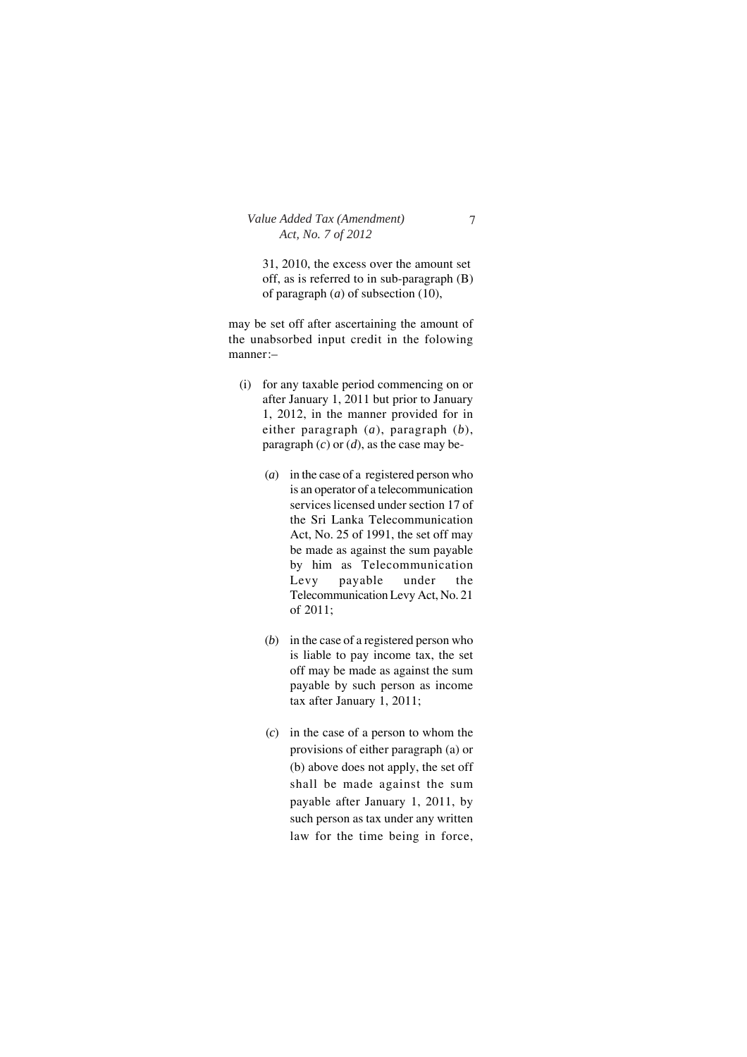31, 2010, the excess over the amount set off, as is referred to in sub-paragraph (B) of paragraph (*a*) of subsection (10),

may be set off after ascertaining the amount of the unabsorbed input credit in the folowing manner:–

(i) for any taxable period commencing on or after January 1, 2011 but prior to January 1, 2012, in the manner provided for in either paragraph (*a*), paragraph (*b*), paragraph (*c*) or (*d*), as the case may be-

(*a*) in the case of a registered person who is an operator of a telecommunication services licensed under section 17 of the Sri Lanka Telecommunication Act, No. 25 of 1991, the set off may be made as against the sum payable by him as Telecommunication Levy payable under the Telecommunication Levy Act, No. 21 of 2011;

(*b*) in the case of a registered person who is liable to pay income tax, the set off may be made as against the sum payable by such person as income tax after January 1, 2011;

(*c*) in the case of a person to whom the provisions of either paragraph (a) or (b) above does not apply, the set off shall be made against the sum payable after January 1, 2011, by such person as tax under any written law for the time being in force,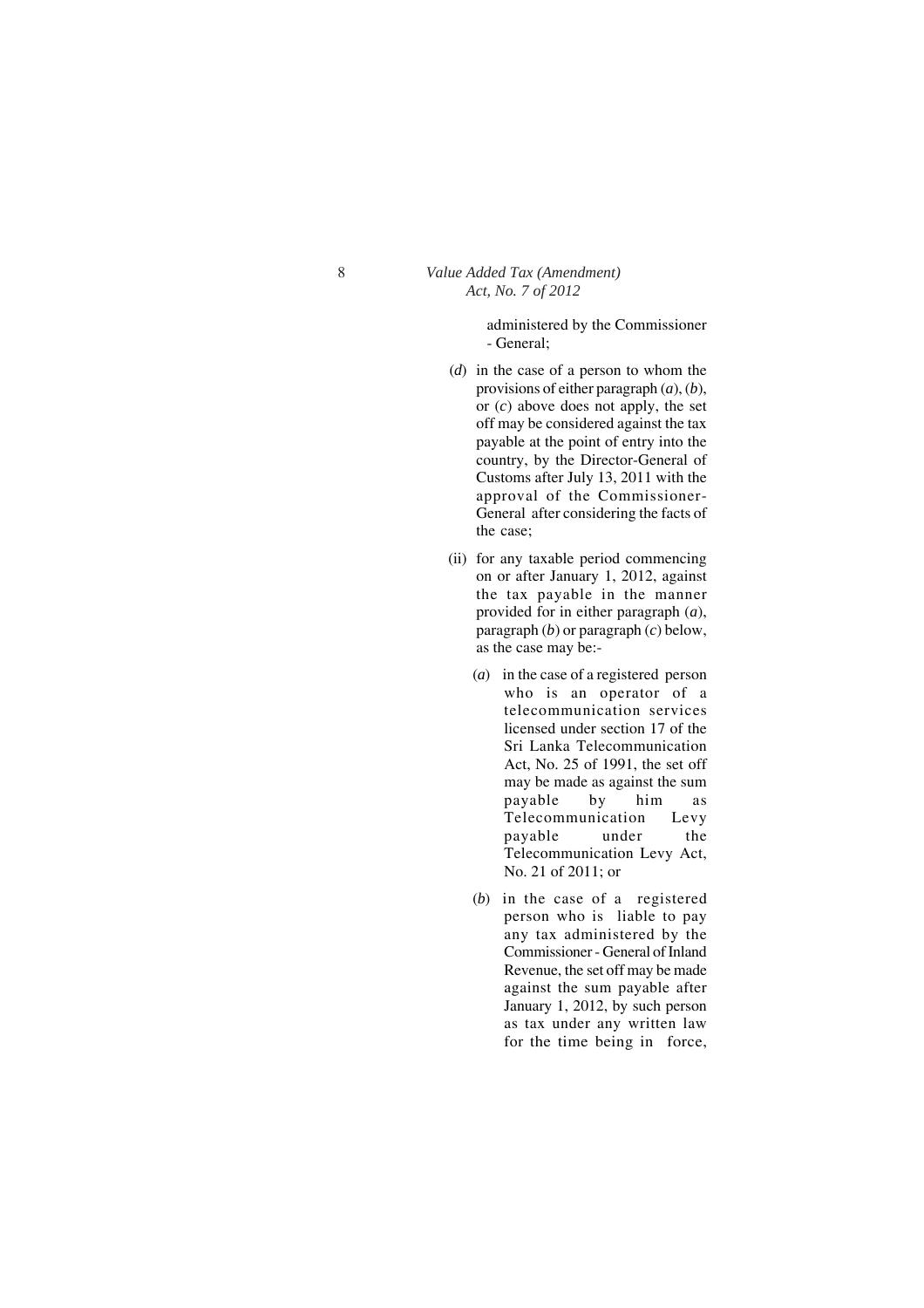administered by the Commissioner - General;

(*d*) in the case of a person to whom the provisions of either paragraph (*a*), (*b*), or (*c*) above does not apply, the set off may be considered against the tax payable at the point of entry into the country, by the Director-General of Customs after July 13, 2011 with the approval of the Commissioner-General after considering the facts of the case;

(ii) for any taxable period commencing on or after January 1, 2012, against the tax payable in the manner provided for in either paragraph (*a*), paragraph (*b*) or paragraph (*c*) below, as the case may be:-

(*a*) in the case of a registered person who is an operator of a telecommunication services licensed under section 17 of the Sri Lanka Telecommunication Act, No. 25 of 1991, the set off may be made as against the sum payable by him as Telecommunication Levy payable under the Telecommunication Levy Act, No. 21 of 2011; or

(*b*) in the case of a registered person who is liable to pay any tax administered by the Commissioner - General of Inland Revenue, the set off may be made against the sum payable after January 1, 2012, by such person as tax under any written law for the time being in force,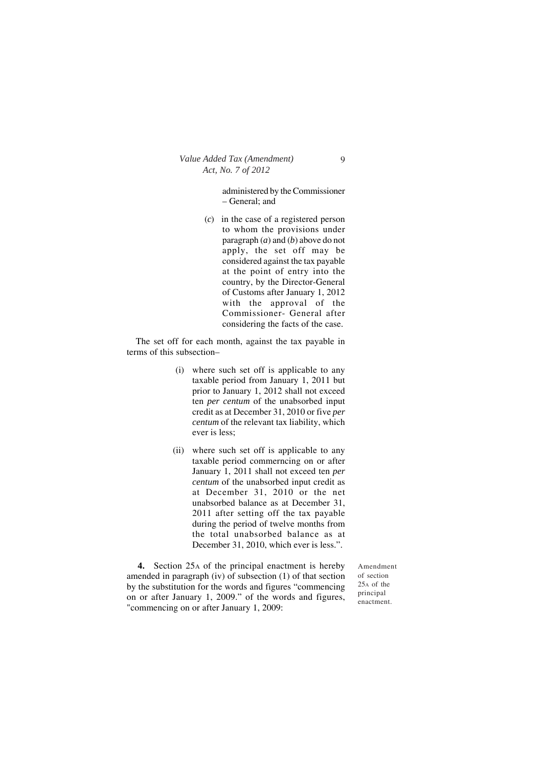administered by the Commissioner – General; and

(*c*) in the case of a registered person to whom the provisions under paragraph (*a*) and (*b*) above do not apply, the set off may be considered against the tax payable at the point of entry into the country, by the Director-General of Customs after January 1, 2012 with the approval of the Commissioner- General after considering the facts of the case.

The set off for each month, against the tax payable in terms of this subsection–

(i) where such set off is applicable to any taxable period from January 1, 2011 but prior to January 1, 2012 shall not exceed ten *per centum* of the unabsorbed input credit as at December 31, 2010 or five *per centum* of the relevant tax liability, which ever is less;

(ii) where such set off is applicable to any taxable period commerncing on or after January 1, 2011 shall not exceed ten *per centum* of the unabsorbed input credit as at December 31, 2010 or the net unabsorbed balance as at December 31, 2011 after setting off the tax payable during the period of twelve months from the total unabsorbed balance as at December 31, 2010, which ever is less.".

Amendment of section 25A of the principal enactment.

**4.** Section 25A of the principal enactment is hereby amended in paragraph (iv) of subsection (1) of that section by the substitution for the words and figures "commencing on or after January 1, 2009." of the words and figures, "commencing on or after January 1, 2009: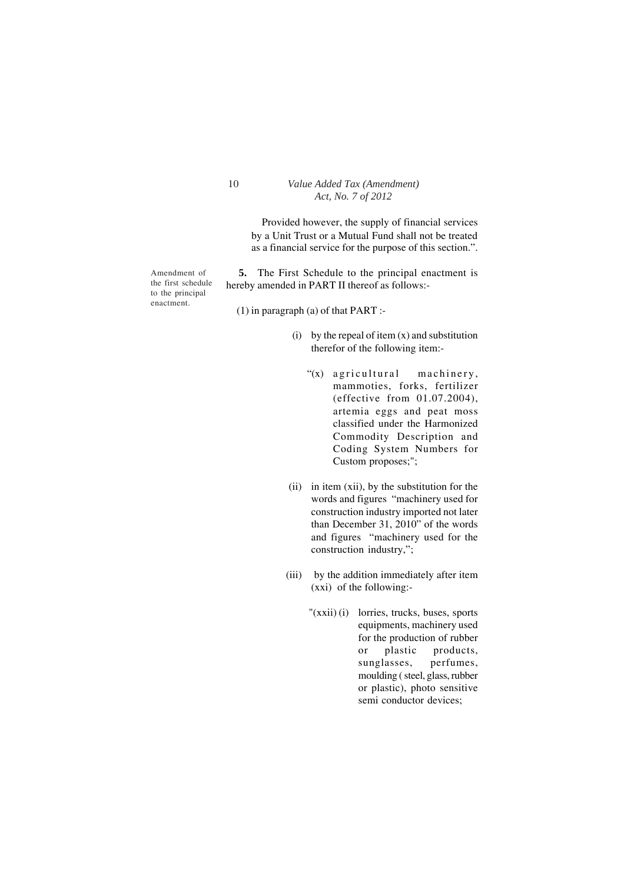Provided however, the supply of financial services by a Unit Trust or a Mutual Fund shall not be treated as a financial service for the purpose of this section.".

Amendment of the first schedule to the principal enactment.

**5.** The First Schedule to the principal enactment is hereby amended in PART II thereof as follows:-

(1) in paragraph (a) of that PART :-

(i) by the repeal of item (x) and substitution therefor of the following item:-

"(x) agricultural machinery, mammoties, forks, fertilizer (effective from 01.07.2004), artemia eggs and peat moss classified under the Harmonized Commodity Description and Coding System Numbers for Custom proposes;";

(ii) in item (xii), by the substitution for the words and figures "machinery used for construction industry imported not later than December 31, 2010" of the words and figures "machinery used for the construction industry,";

(iii) by the addition immediately after item (xxi) of the following:-

"(xxii) (i) lorries, trucks, buses, sports equipments, machinery used for the production of rubber or plastic products, sunglasses, perfumes, moulding ( steel, glass, rubber or plastic), photo sensitive semi conductor devices;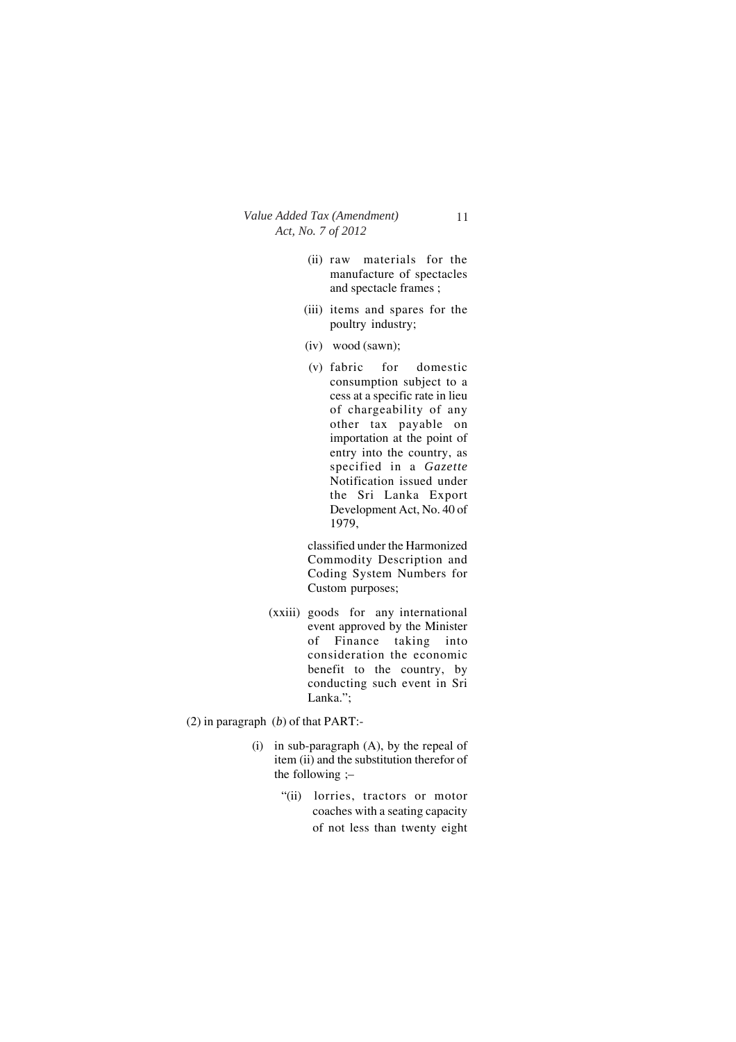(ii) raw materials for the manufacture of spectacles and spectacle frames ;

(iii) items and spares for the poultry industry;

(iv) wood (sawn);

(v) fabric for domestic consumption subject to a cess at a specific rate in lieu of chargeability of any other tax payable on importation at the point of entry into the country, as specified in a *Gazette* Notification issued under the Sri Lanka Export Development Act, No. 40 of 1979,

classified under the Harmonized Commodity Description and Coding System Numbers for Custom purposes;

(xxiii) goods for any international event approved by the Minister of Finance taking into consideration the economic benefit to the country, by conducting such event in Sri Lanka.";

(2) in paragraph (*b*) of that PART:-

(i) in sub-paragraph (A), by the repeal of item (ii) and the substitution therefor of the following ;–

"(ii) lorries, tractors or motor coaches with a seating capacity of not less than twenty eight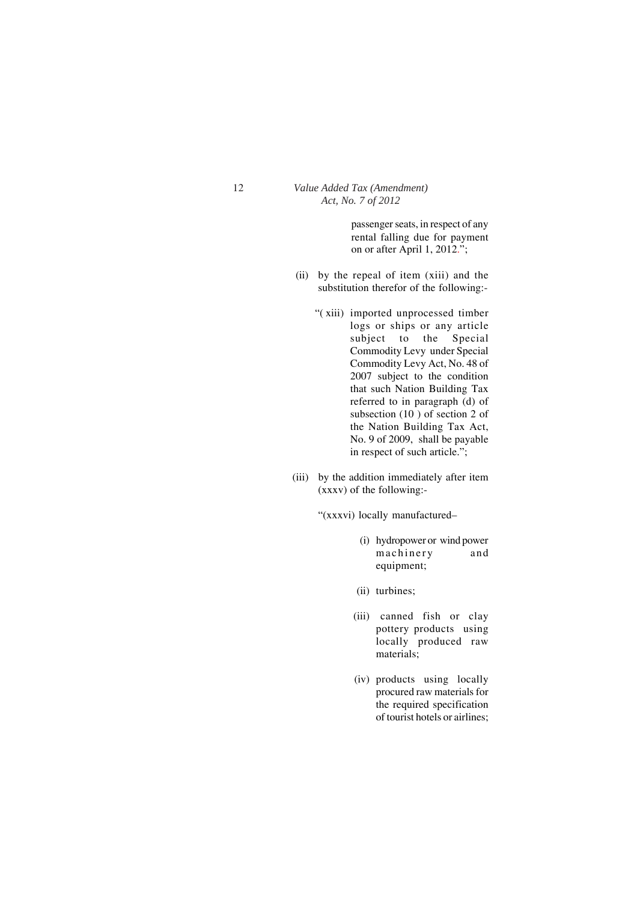passenger seats, in respect of any rental falling due for payment on or after April 1, 2012.";

(ii) by the repeal of item (xiii) and the substitution therefor of the following:-

"( xiii) imported unprocessed timber logs or ships or any article subject to the Special Commodity Levy under Special Commodity Levy Act, No. 48 of 2007 subject to the condition that such Nation Building Tax referred to in paragraph (d) of subsection (10 ) of section 2 of the Nation Building Tax Act, No. 9 of 2009, shall be payable in respect of such article.";

(iii) by the addition immediately after item (xxxv) of the following:-

"(xxxvi) locally manufactured–

(i) hydropower or wind power machinery and equipment;

(ii) turbines;

(iii) canned fish or clay pottery products using locally produced raw materials;

(iv) products using locally procured raw materials for the required specification of tourist hotels or airlines;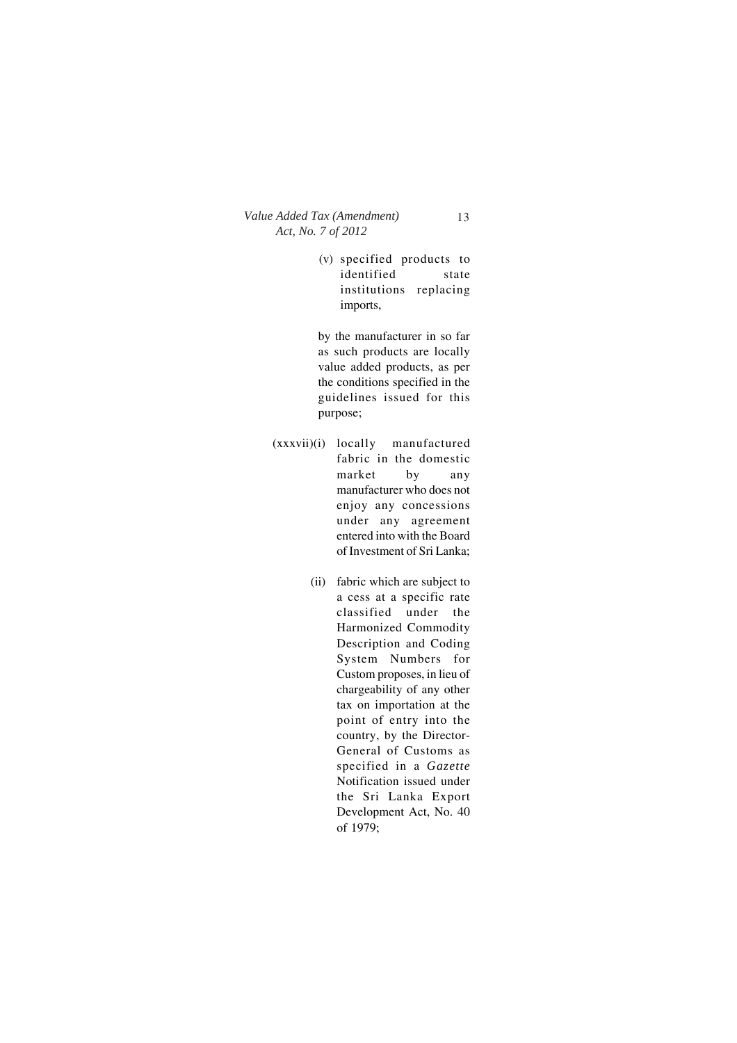(v) specified products to identified state institutions replacing imports,

by the manufacturer in so far as such products are locally value added products, as per the conditions specified in the guidelines issued for this purpose;

(xxxvii)(i) locally manufactured fabric in the domestic market by any manufacturer who does not enjoy any concessions under any agreement entered into with the Board of Investment of Sri Lanka;

(ii) fabric which are subject to a cess at a specific rate classified under the Harmonized Commodity Description and Coding System Numbers for Custom proposes, in lieu of chargeability of any other tax on importation at the point of entry into the country, by the Director-General of Customs as specified in a *Gazette* Notification issued under the Sri Lanka Export Development Act, No. 40 of 1979;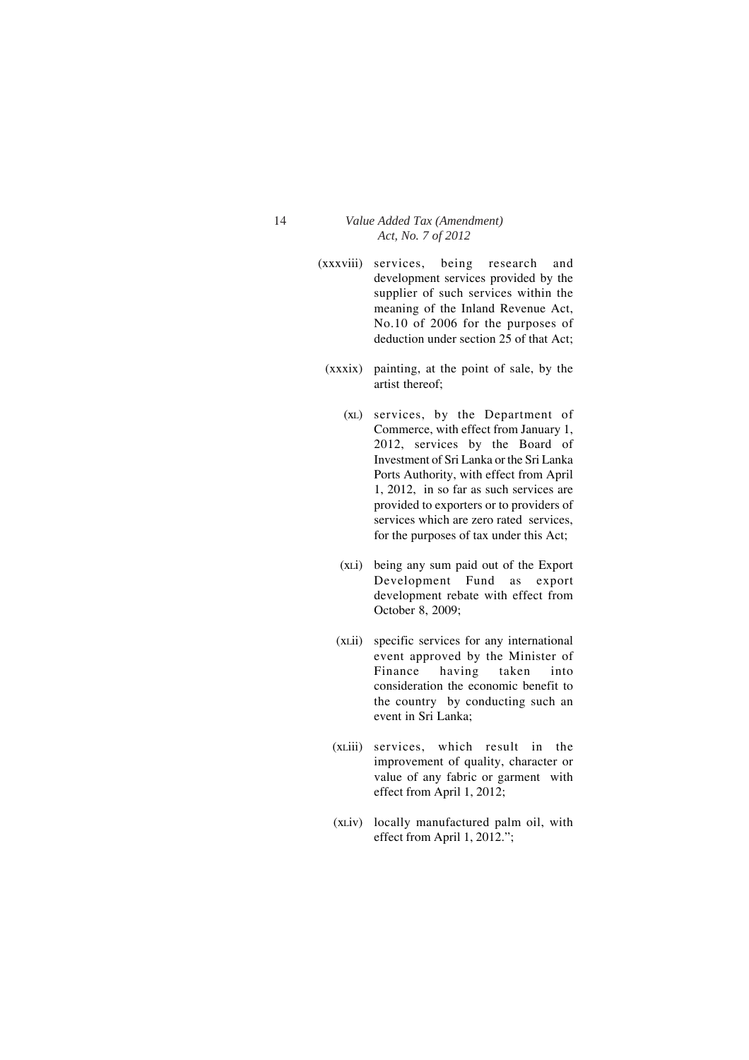(xxxviii) services, being research and development services provided by the supplier of such services within the meaning of the Inland Revenue Act, No.10 of 2006 for the purposes of deduction under section 25 of that Act;

(xxxix) painting, at the point of sale, by the artist thereof;

(XL) services, by the Department of Commerce, with effect from January 1, 2012, services by the Board of Investment of Sri Lanka or the Sri Lanka Ports Authority, with effect from April 1, 2012, in so far as such services are provided to exporters or to providers of services which are zero rated services, for the purposes of tax under this Act;

(XLi) being any sum paid out of the Export Development Fund as export development rebate with effect from October 8, 2009;

(XLii) specific services for any international event approved by the Minister of Finance having taken into consideration the economic benefit to the country by conducting such an event in Sri Lanka;

(XLiii) services, which result in the improvement of quality, character or value of any fabric or garment with effect from April 1, 2012;

(XLiv) locally manufactured palm oil, with effect from April 1, 2012.";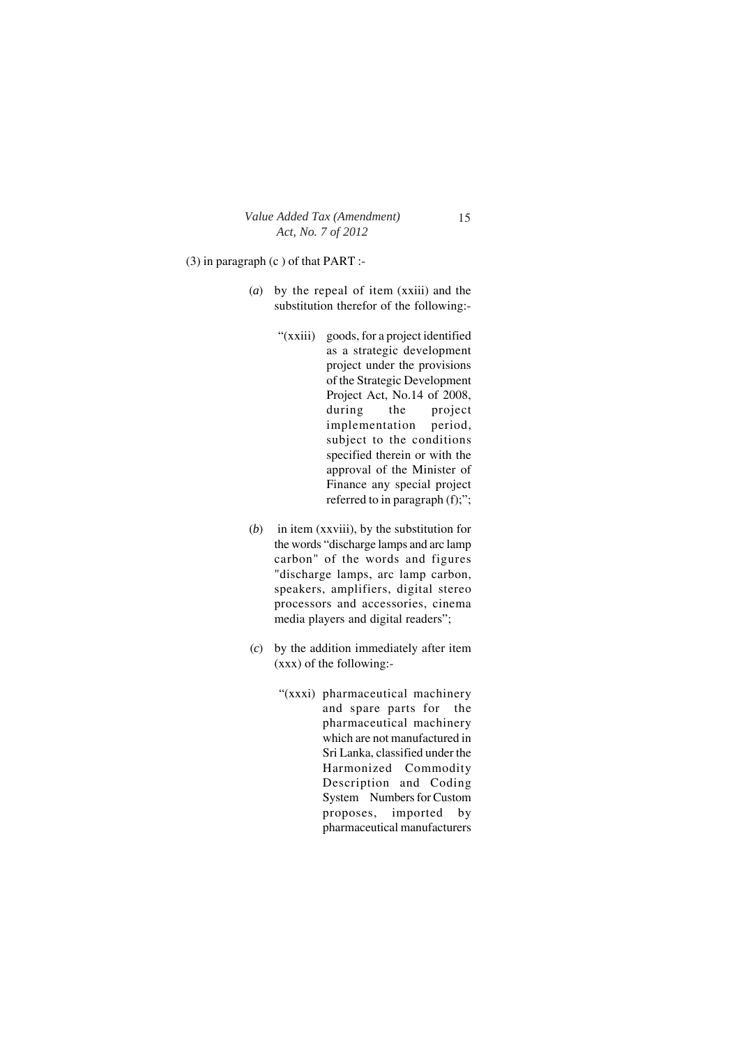(3) in paragraph (c ) of that PART :-

(*a*) by the repeal of item (xxiii) and the substitution therefor of the following:-

"(xxiii) goods, for a project identified as a strategic development project under the provisions of the Strategic Development Project Act, No.14 of 2008, during the project implementation period, subject to the conditions specified therein or with the approval of the Minister of Finance any special project referred to in paragraph (f);";

(*b*) in item (xxviii), by the substitution for the words "discharge lamps and arc lamp carbon" of the words and figures "discharge lamps, arc lamp carbon, speakers, amplifiers, digital stereo processors and accessories, cinema media players and digital readers";

(*c*) by the addition immediately after item (xxx) of the following:-

"(xxxi) pharmaceutical machinery and spare parts for the pharmaceutical machinery which are not manufactured in Sri Lanka, classified under the Harmonized Commodity Description and Coding System Numbers for Custom proposes, imported by pharmaceutical manufacturers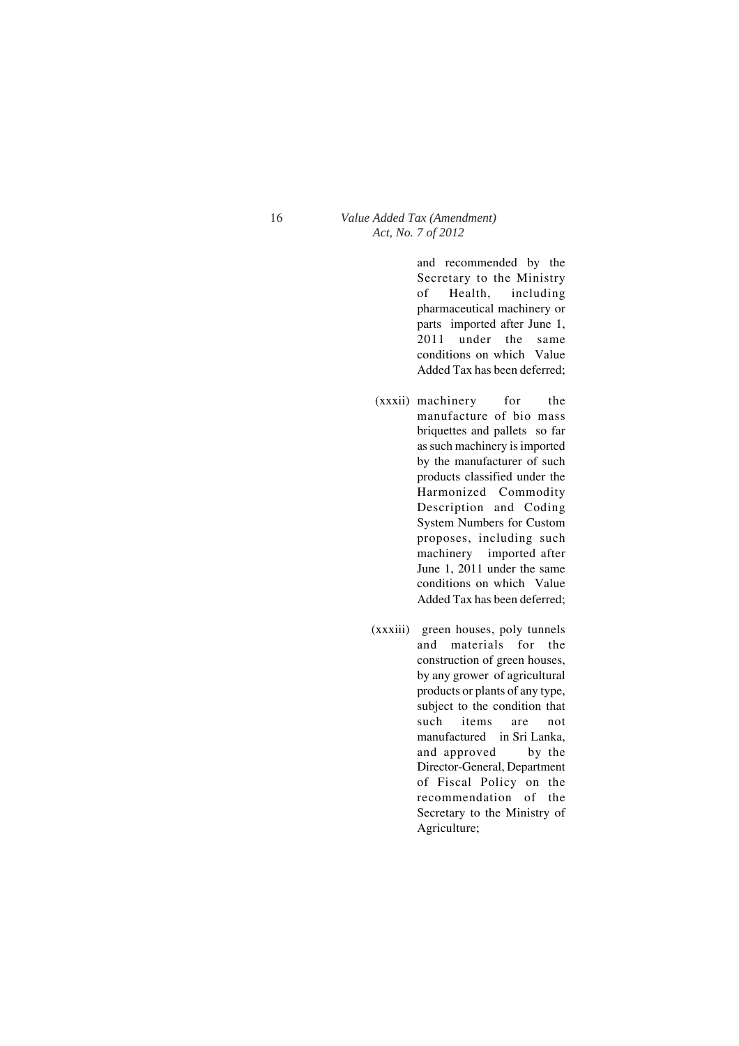and recommended by the Secretary to the Ministry of Health, including pharmaceutical machinery or parts imported after June 1, 2011 under the same conditions on which Value Added Tax has been deferred;

(xxxii) machinery for the manufacture of bio mass briquettes and pallets so far as such machinery is imported by the manufacturer of such products classified under the Harmonized Commodity Description and Coding System Numbers for Custom proposes, including such machinery imported after June 1, 2011 under the same conditions on which Value Added Tax has been deferred;

(xxxiii) green houses, poly tunnels and materials for the construction of green houses, by any grower of agricultural products or plants of any type, subject to the condition that such items are not manufactured in Sri Lanka, and approved by the Director-General, Department of Fiscal Policy on the recommendation of the Secretary to the Ministry of Agriculture;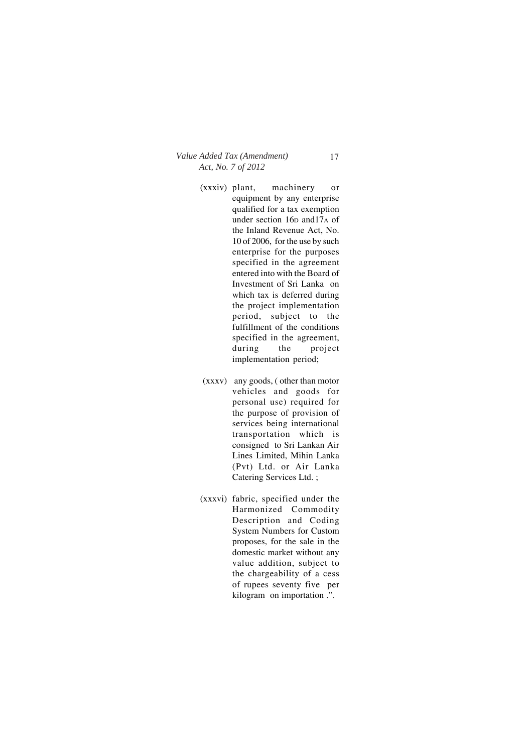(xxxiv) plant, machinery or equipment by any enterprise qualified for a tax exemption under section 16D and17A of the Inland Revenue Act, No. 10 of 2006, for the use by such enterprise for the purposes specified in the agreement entered into with the Board of Investment of Sri Lanka on which tax is deferred during the project implementation period, subject to the fulfillment of the conditions specified in the agreement, during the project implementation period;

(xxxv) any goods, ( other than motor vehicles and goods for personal use) required for the purpose of provision of services being international transportation which is consigned to Sri Lankan Air Lines Limited, Mihin Lanka (Pvt) Ltd. or Air Lanka Catering Services Ltd. ;

(xxxvi) fabric, specified under the Harmonized Commodity Description and Coding System Numbers for Custom proposes, for the sale in the domestic market without any value addition, subject to the chargeability of a cess of rupees seventy five per kilogram on importation .".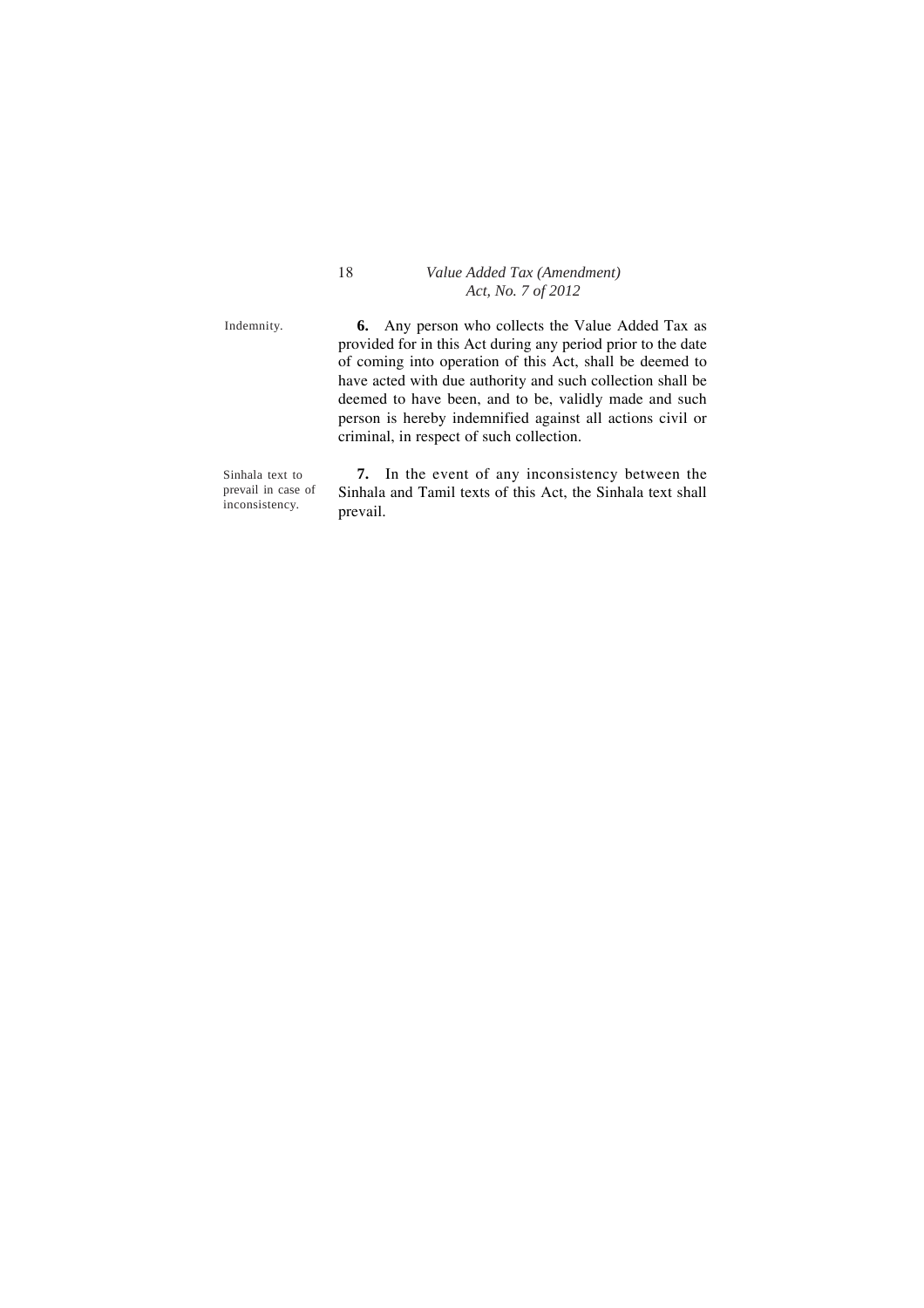Indemnity.

**6.** Any person who collects the Value Added Tax as provided for in this Act during any period prior to the date of coming into operation of this Act, shall be deemed to have acted with due authority and such collection shall be deemed to have been, and to be, validly made and such person is hereby indemnified against all actions civil or criminal, in respect of such collection.

Sinhala text to prevail in case of inconsistency.

**7.** In the event of any inconsistency between the Sinhala and Tamil texts of this Act, the Sinhala text shall prevail.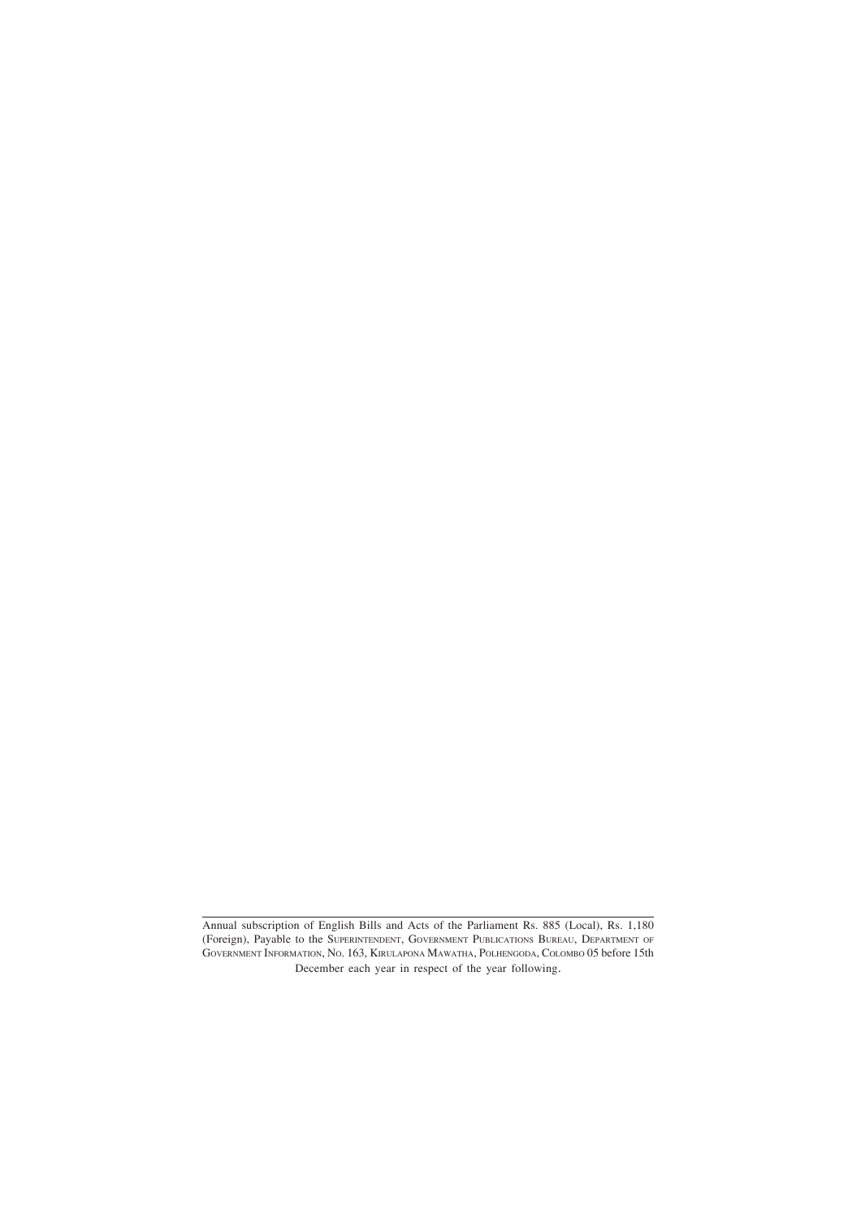Annual subscription of English Bills and Acts of the Parliament Rs. 885 (Local), Rs. 1,180 (Foreign), Payable to the SUPERINTENDENT, GOVERNMENT PUBLICATIONS BUREAU, DEPARTMENT OF GOVERNMENT INFORMATION, NO. 163, KIRULAPONA MAWATHA, POLHENGODA, COLOMBO 05 before 15th December each year in respect of the year following.